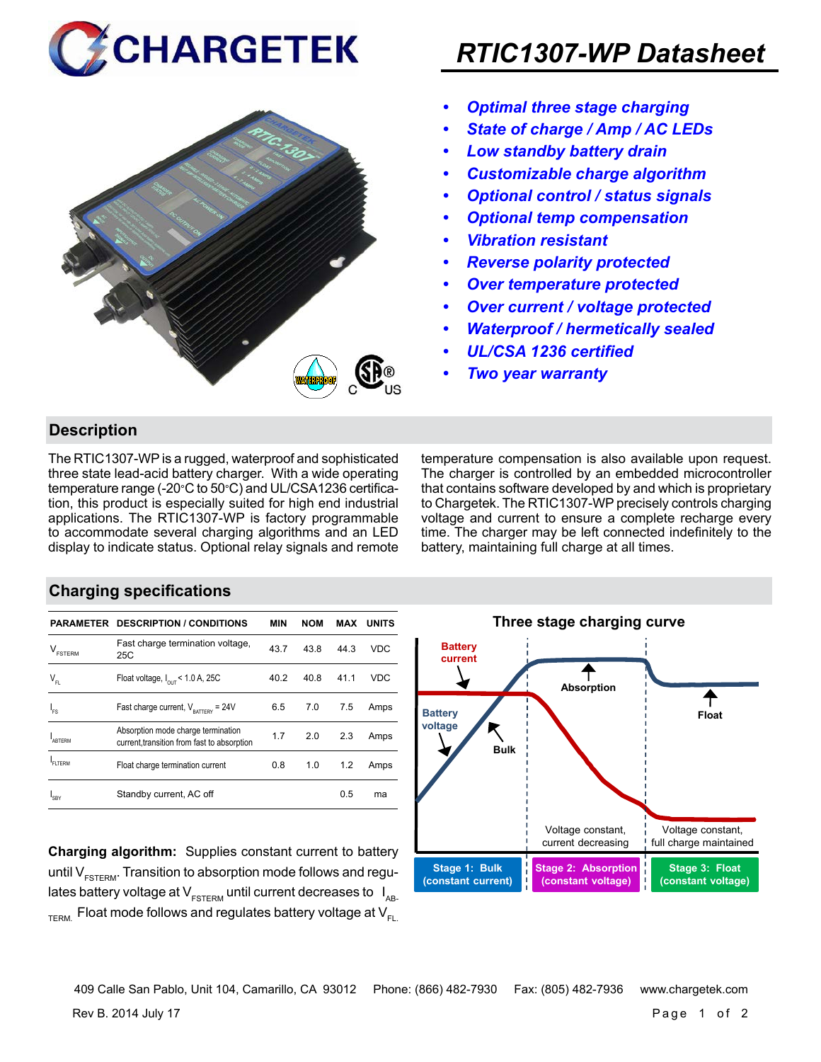# RTIC1307-WP Datasheet

- *Optimal three stage charging*
- *State of charge / Amp / AC LEDs*
- *Low standby battery drain*
- *Customizable charge algorithm*
- *Optional control / status signals*
- *Optional temp compensation*
- *Vibration resistant*
- *Reverse polarity protected*
- *Over temperature protected*
- *Over current / voltage protected*
- *Waterproof / hermetically sealed*
- *UL/CSA 1236 certified*
- *Two year warranty*

## Description

The RTIC1307-WP is a rugged, waterproof and sophisticated three state lead-acid battery charger. With a wide operating temperature range (-20°C to 50°C) and UL/CSA1236 certification, this product is especially suited for high end industrial applications. The RTIC1307-WP is factory programmable to accommodate several charging algorithms and an LED display to indicate status. Optional relay signals and remote temperature compensation is also available upon request. The charger is controlled by an embedded microcontroller that contains software developed by and which is proprietary to Chargetek. The RTIC1307-WP precisely controls charging voltage and current to ensure a complete recharge every time. The charger may be left connected indefinitely to the battery, maintaining full charge at all times.

## Charging specifications

| PARAMETER | DESCRIPTION / CONDITIONS | MIN | NOM | MAX | UNITS |
|---|---|---|---|---|---|
| $V_{FSTERM}$ | Fast charge termination voltage, 25C | 43.7 | 43.8 | 44.3 | VDC |
| $V_{FL}$ | Float voltage, $I_{OUT}$ < 1.0 A, 25C | 40.2 | 40.8 | 41.1 | VDC |
| $I_{FS}$ | Fast charge current, $V_{BATTERY}$ = 24V | 6.5 | 7.0 | 7.5 | Amps |
| $I_{ABTERM}$ | Absorption mode charge termination current,transition from fast to absorption | 1.7 | 2.0 | 2.3 | Amps |
| $I_{FLTERM}$ | Float charge termination current | 0.8 | 1.0 | 1.2 | Amps |
| $I_{SBY}$ | Standby current, AC off | | | 0.5 | ma |

**Charging algorithm:** Supplies constant current to battery until $V_{FSTERM}$. Transition to absorption mode follows and regulates battery voltage at $V_{FSTERM}$ until current decreases to $I_{ABTERM}$. Float mode follows and regulates battery voltage at $V_{FL}$.

**Three stage charging curve**

Battery current — Battery voltage — Bulk — Absorption — Float

Voltage constant, current decreasing — Voltage constant, full charge maintained

Stage 1: Bulk (constant current) | Stage 2: Absorption (constant voltage) | Stage 3: Float (constant voltage)

409 Calle San Pablo, Unit 104, Camarillo, CA 93012 Phone: (866) 482-7930 Fax: (805) 482-7936 www.chargetek.com

Rev B. 2014 July 17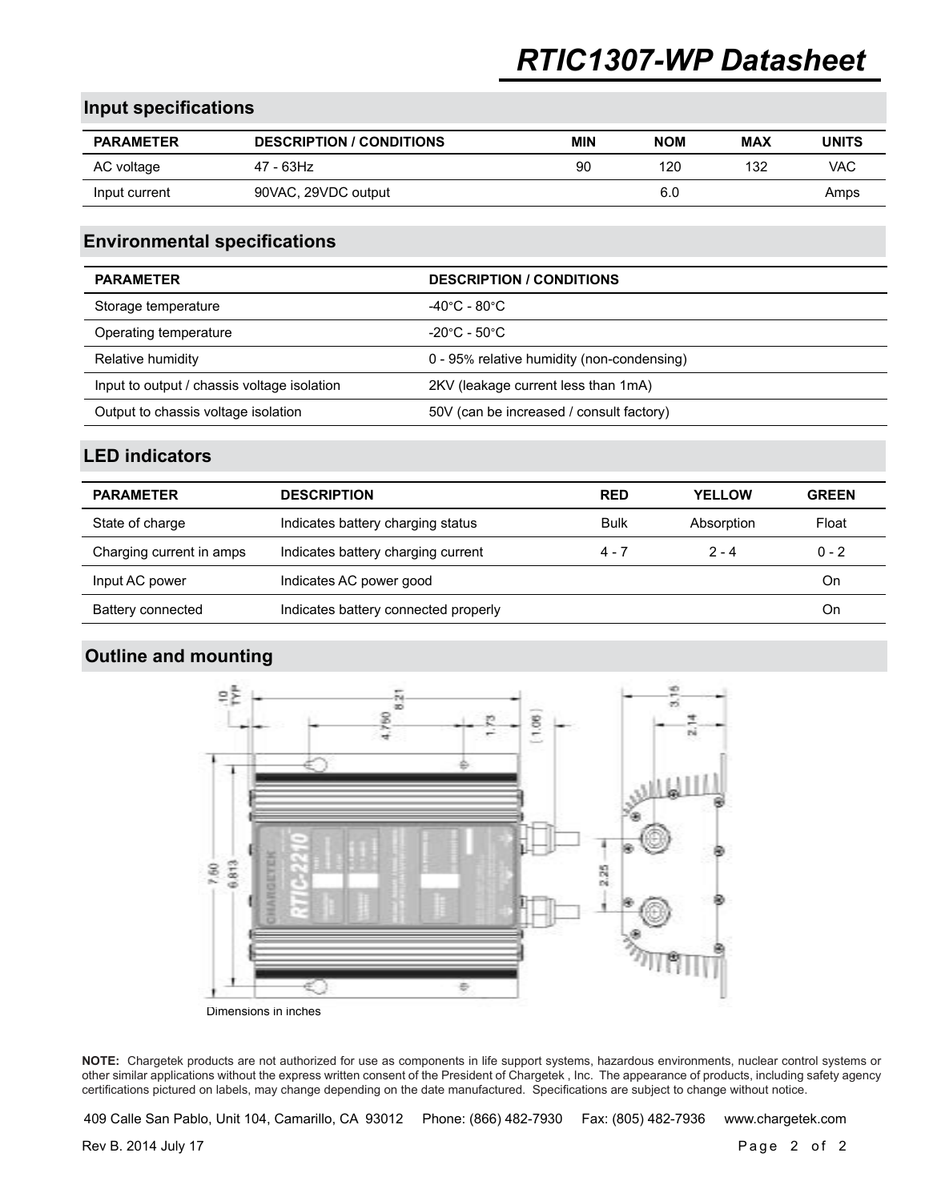# RTIC1307-WP Datasheet

## Input specifications

| PARAMETER | DESCRIPTION / CONDITIONS | MIN | NOM | MAX | UNITS |
|---|---|---|---|---|---|
| AC voltage | 47 - 63Hz | 90 | 120 | 132 | VAC |
| Input current | 90VAC, 29VDC output | | 6.0 | | Amps |

## Environmental specifications

| PARAMETER | DESCRIPTION / CONDITIONS |
|---|---|
| Storage temperature | -40°C - 80°C |
| Operating temperature | -20°C - 50°C |
| Relative humidity | 0 - 95% relative humidity (non-condensing) |
| Input to output / chassis voltage isolation | 2KV (leakage current less than 1mA) |
| Output to chassis voltage isolation | 50V (can be increased / consult factory) |

## LED indicators

| PARAMETER | DESCRIPTION | RED | YELLOW | GREEN |
|---|---|---|---|---|
| State of charge | Indicates battery charging status | Bulk | Absorption | Float |
| Charging current in amps | Indicates battery charging current | 4 - 7 | 2 - 4 | 0 - 2 |
| Input AC power | Indicates AC power good | | | On |
| Battery connected | Indicates battery connected properly | | | On |

## Outline and mounting

10 TYP
8.21
4.750
1.73
(1.06)
3.15
2.14
7.60
6.813
2.25

Dimensions in inches

**NOTE:** Chargetek products are not authorized for use as components in life support systems, hazardous environments, nuclear control systems or other similar applications without the express written consent of the President of Chargetek , Inc. The appearance of products, including safety agency certifications pictured on labels, may change depending on the date manufactured. Specifications are subject to change without notice.

409 Calle San Pablo, Unit 104, Camarillo, CA 93012 Phone: (866) 482-7930 Fax: (805) 482-7936 www.chargetek.com

Rev B. 2014 July 17